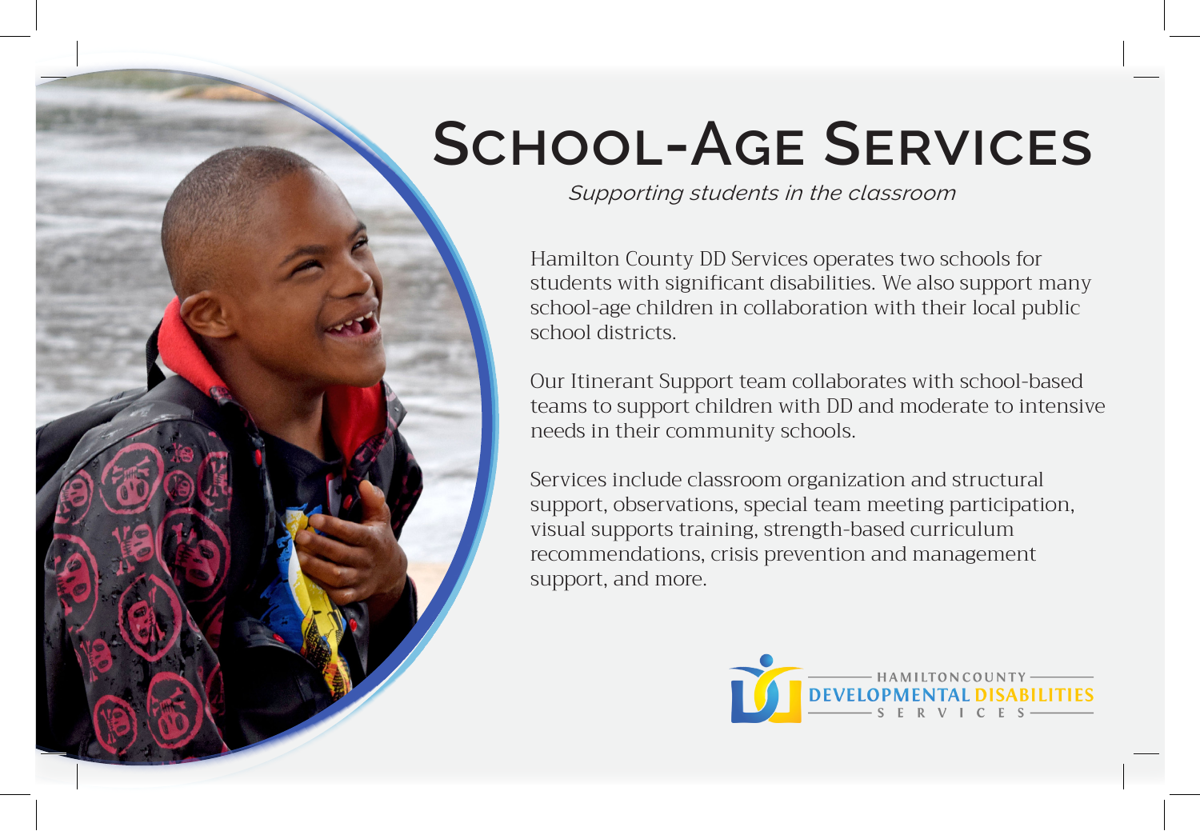# School-Age Services

*Supporting students in the classroom*

Hamilton County DD Services operates two schools for students with significant disabilities. We also support many school-age children in collaboration with their local public school districts.

Our Itinerant Support team collaborates with school-based teams to support children with DD and moderate to intensive needs in their community schools.

Services include classroom organization and structural support, observations, special team meeting participation, visual supports training, strength-based curriculum recommendations, crisis prevention and management support, and more.

HAMILTON COUNTY
DEVELOPMENTAL DISABILITIES
SERVICES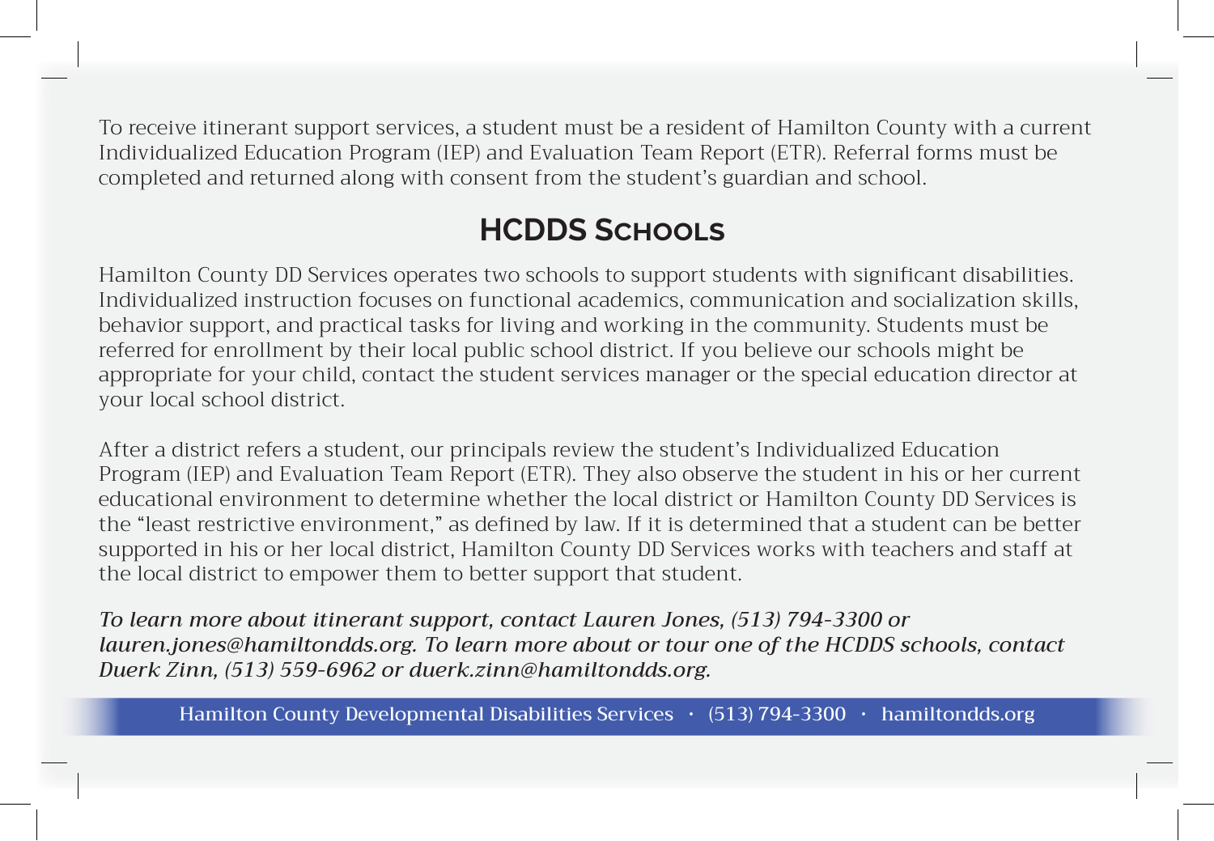To receive itinerant support services, a student must be a resident of Hamilton County with a current Individualized Education Program (IEP) and Evaluation Team Report (ETR). Referral forms must be completed and returned along with consent from the student's guardian and school.

## HCDDS Schools

Hamilton County DD Services operates two schools to support students with significant disabilities. Individualized instruction focuses on functional academics, communication and socialization skills, behavior support, and practical tasks for living and working in the community. Students must be referred for enrollment by their local public school district. If you believe our schools might be appropriate for your child, contact the student services manager or the special education director at your local school district.

After a district refers a student, our principals review the student's Individualized Education Program (IEP) and Evaluation Team Report (ETR). They also observe the student in his or her current educational environment to determine whether the local district or Hamilton County DD Services is the "least restrictive environment," as defined by law. If it is determined that a student can be better supported in his or her local district, Hamilton County DD Services works with teachers and staff at the local district to empower them to better support that student.

*To learn more about itinerant support, contact Lauren Jones, (513) 794-3300 or lauren.jones@hamiltondds.org. To learn more about or tour one of the HCDDS schools, contact Duerk Zinn, (513) 559-6962 or duerk.zinn@hamiltondds.org.*

Hamilton County Developmental Disabilities Services • (513) 794-3300 • hamiltondds.org